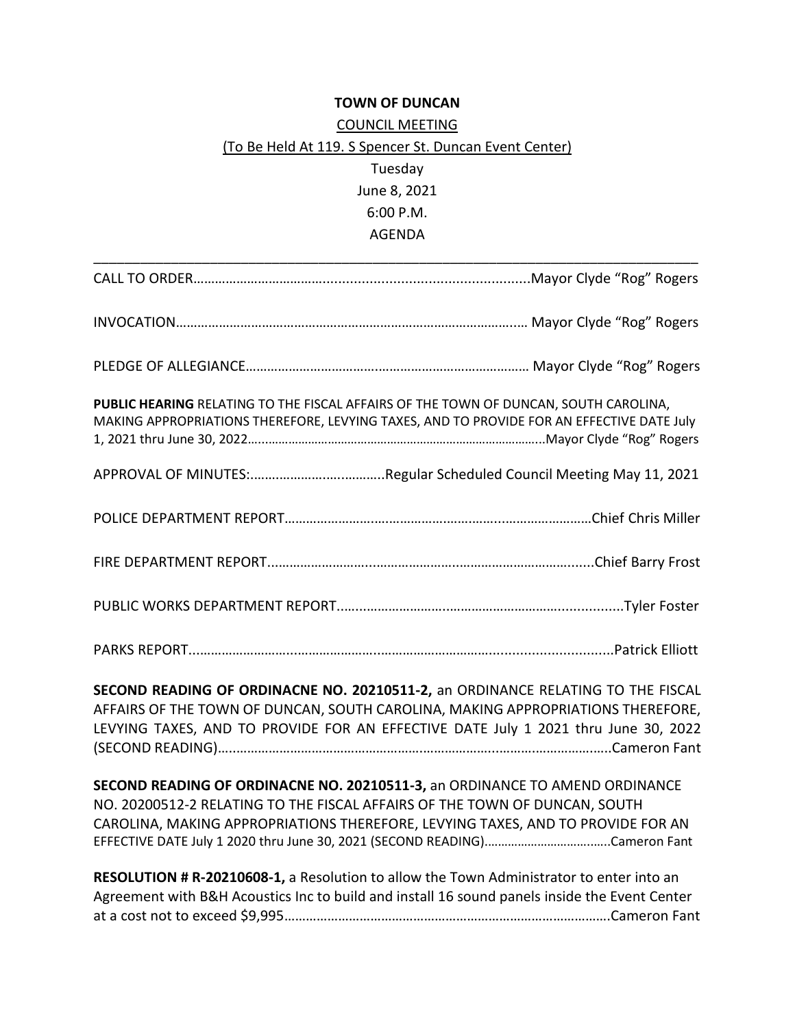**TOWN OF DUNCAN**

COUNCIL MEETING

(To Be Held At 119. S Spencer St. Duncan Event Center)

Tuesday

June 8, 2021

6:00 P.M.

AGENDA

---

CALL TO ORDER……………………………….............................................Mayor Clyde "Rog" Rogers

INVOCATION…………………………………………………………………………………..… Mayor Clyde "Rog" Rogers

PLEDGE OF ALLEGIANCE…………………………………………………………………… Mayor Clyde "Rog" Rogers

**PUBLIC HEARING** RELATING TO THE FISCAL AFFAIRS OF THE TOWN OF DUNCAN, SOUTH CAROLINA, MAKING APPROPRIATIONS THEREFORE, LEVYING TAXES, AND TO PROVIDE FOR AN EFFECTIVE DATE July 1, 2021 thru June 30, 2022……………………………………………………………………………..Mayor Clyde "Rog" Rogers

APPROVAL OF MINUTES:………………….………….Regular Scheduled Council Meeting May 11, 2021

POLICE DEPARTMENT REPORT……………………………………………………..……………………Chief Chris Miller

FIRE DEPARTMENT REPORT...………………….….…………………..……………………………......Chief Barry Frost

PUBLIC WORKS DEPARTMENT REPORT.…..……………………..………………………….............Tyler Foster

PARKS REPORT...………………….…..……………….……………………….............................Patrick Elliott

**SECOND READING OF ORDINACNE NO. 20210511-2,** an ORDINANCE RELATING TO THE FISCAL AFFAIRS OF THE TOWN OF DUNCAN, SOUTH CAROLINA, MAKING APPROPRIATIONS THEREFORE, LEVYING TAXES, AND TO PROVIDE FOR AN EFFECTIVE DATE July 1 2021 thru June 30, 2022 (SECOND READING)…..………………………………………………………………..………………………..Cameron Fant

**SECOND READING OF ORDINACNE NO. 20210511-3,** an ORDINANCE TO AMEND ORDINANCE NO. 20200512-2 RELATING TO THE FISCAL AFFAIRS OF THE TOWN OF DUNCAN, SOUTH CAROLINA, MAKING APPROPRIATIONS THEREFORE, LEVYING TAXES, AND TO PROVIDE FOR AN EFFECTIVE DATE July 1 2020 thru June 30, 2021 (SECOND READING)……………………………..Cameron Fant

**RESOLUTION # R-20210608-1,** a Resolution to allow the Town Administrator to enter into an Agreement with B&H Acoustics Inc to build and install 16 sound panels inside the Event Center at a cost not to exceed $9,995……………………………………………………………………………Cameron Fant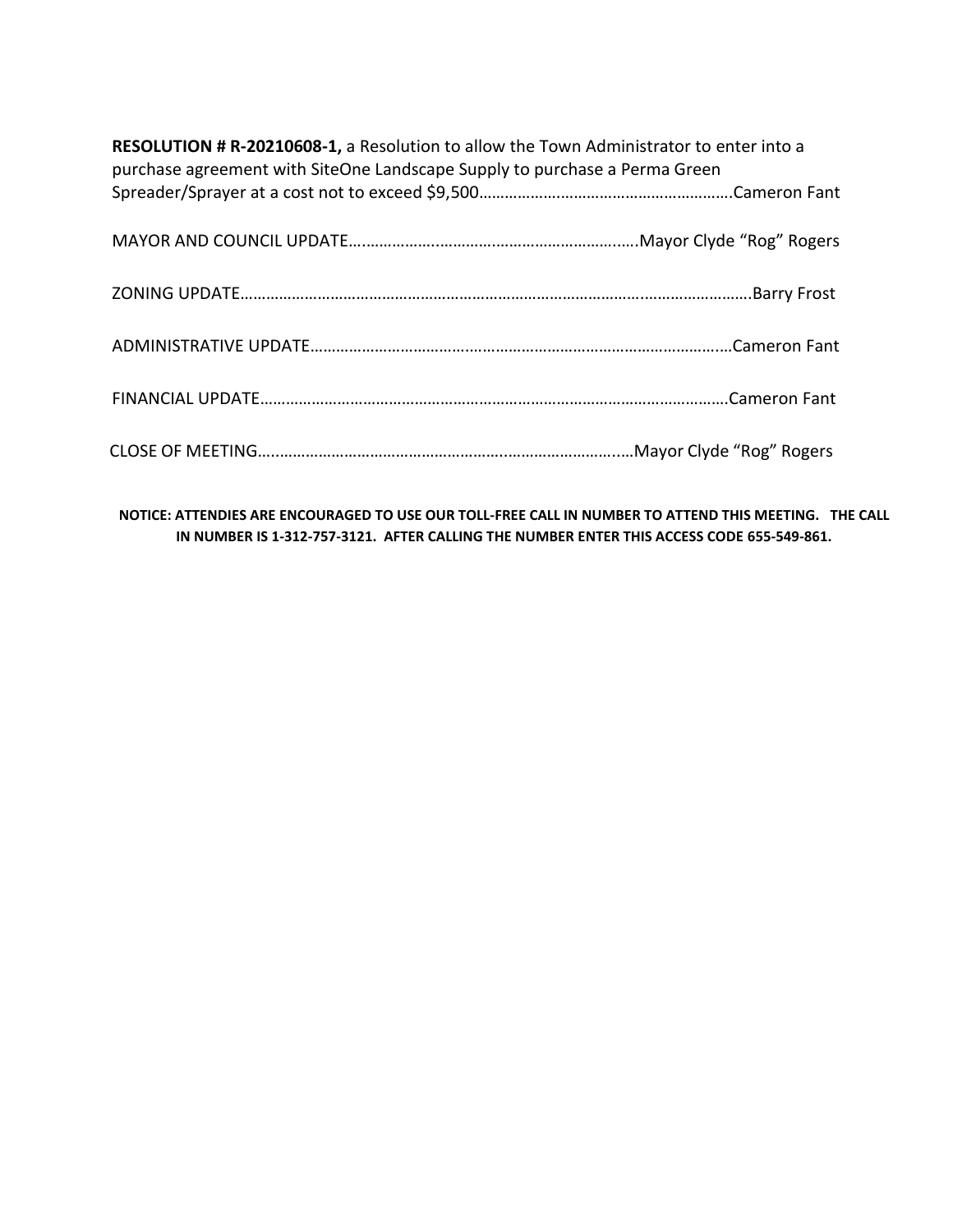**RESOLUTION # R-20210608-1,** a Resolution to allow the Town Administrator to enter into a purchase agreement with SiteOne Landscape Supply to purchase a Perma Green Spreader/Sprayer at a cost not to exceed $9,500……………………………………………….Cameron Fant

MAYOR AND COUNCIL UPDATE…………………………………………………….Mayor Clyde "Rog" Rogers

ZONING UPDATE……………………………………………………………………………………….Barry Frost

ADMINISTRATIVE UPDATE……………………………………………………………………Cameron Fant

FINANCIAL UPDATE………………………………………………………………………………Cameron Fant

CLOSE OF MEETING……………………………………………………………………Mayor Clyde "Rog" Rogers

**NOTICE: ATTENDIES ARE ENCOURAGED TO USE OUR TOLL-FREE CALL IN NUMBER TO ATTEND THIS MEETING. THE CALL IN NUMBER IS 1-312-757-3121. AFTER CALLING THE NUMBER ENTER THIS ACCESS CODE 655-549-861.**